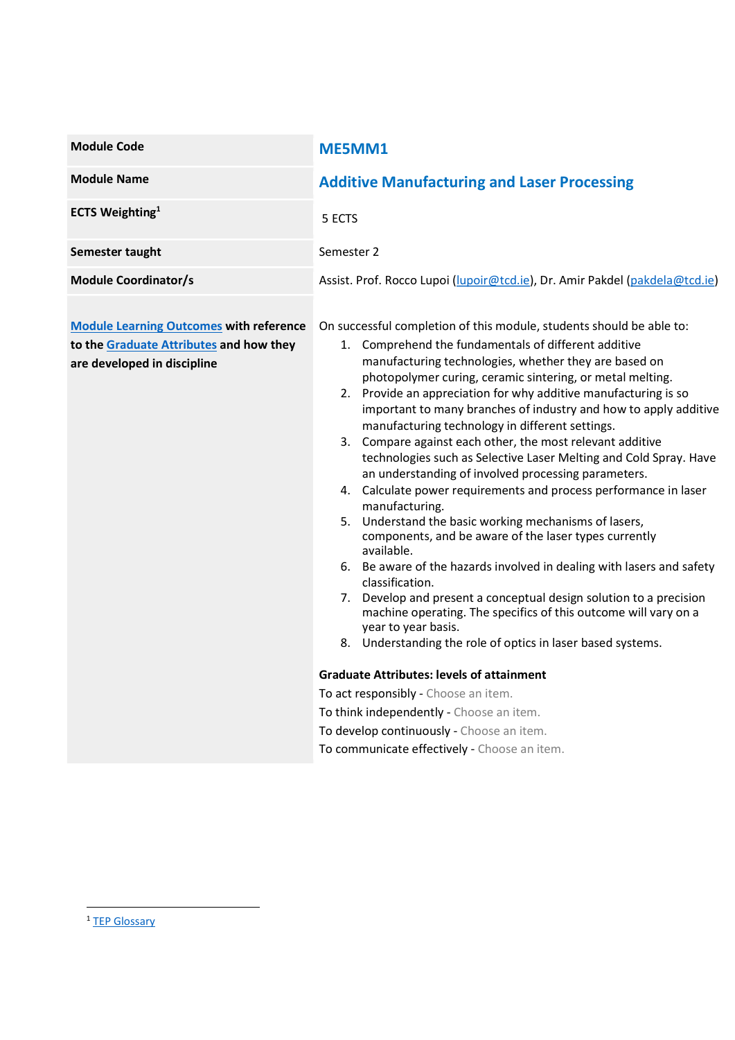| | |
|---|---|
| **Module Code** | **ME5MM1** |
| **Module Name** | **Additive Manufacturing and Laser Processing** |
| **ECTS Weighting**[1] | 5 ECTS |
| **Semester taught** | Semester 2 |
| **Module Coordinator/s** | Assist. Prof. Rocco Lupoi (lupoir@tcd.ie), Dr. Amir Pakdel (pakdela@tcd.ie) |
| **Module Learning Outcomes with reference to the Graduate Attributes and how they are developed in discipline** | On successful completion of this module, students should be able to:<br>1. Comprehend the fundamentals of different additive manufacturing technologies, whether they are based on photopolymer curing, ceramic sintering, or metal melting.<br>2. Provide an appreciation for why additive manufacturing is so important to many branches of industry and how to apply additive manufacturing technology in different settings.<br>3. Compare against each other, the most relevant additive technologies such as Selective Laser Melting and Cold Spray. Have an understanding of involved processing parameters.<br>4. Calculate power requirements and process performance in laser manufacturing.<br>5. Understand the basic working mechanisms of lasers, components, and be aware of the laser types currently available.<br>6. Be aware of the hazards involved in dealing with lasers and safety classification.<br>7. Develop and present a conceptual design solution to a precision machine operating. The specifics of this outcome will vary on a year to year basis.<br>8. Understanding the role of optics in laser based systems.<br><br>**Graduate Attributes: levels of attainment**<br>To act responsibly - Choose an item.<br>To think independently - Choose an item.<br>To develop continuously - Choose an item.<br>To communicate effectively - Choose an item. |

[1] TEP Glossary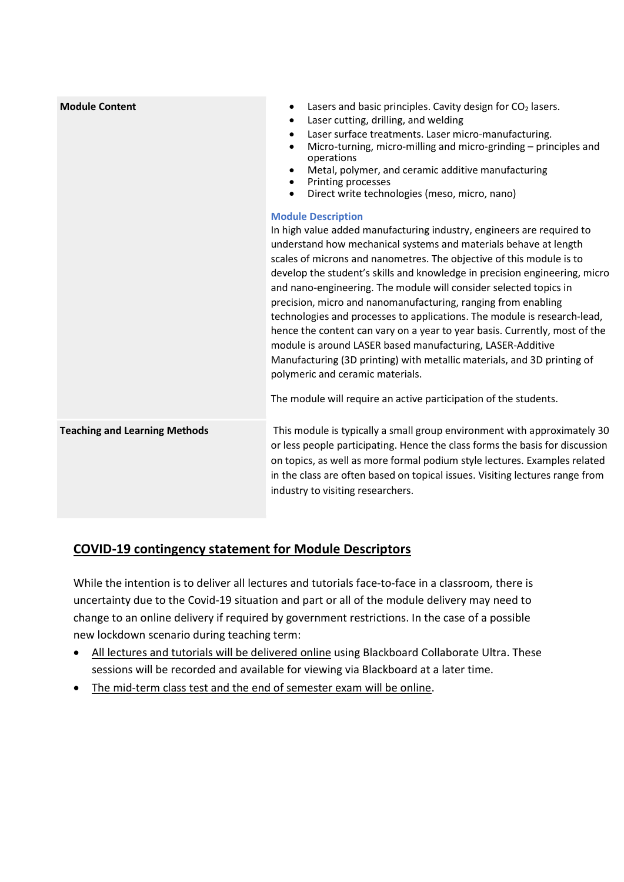| | |
|---|---|
| **Module Content** | • Lasers and basic principles. Cavity design for $CO_2$ lasers.<br>• Laser cutting, drilling, and welding<br>• Laser surface treatments. Laser micro-manufacturing.<br>• Micro-turning, micro-milling and micro-grinding – principles and operations<br>• Metal, polymer, and ceramic additive manufacturing<br>• Printing processes<br>• Direct write technologies (meso, micro, nano)<br><br>**Module Description**<br>In high value added manufacturing industry, engineers are required to understand how mechanical systems and materials behave at length scales of microns and nanometres. The objective of this module is to develop the student's skills and knowledge in precision engineering, micro and nano-engineering. The module will consider selected topics in precision, micro and nanomanufacturing, ranging from enabling technologies and processes to applications. The module is research-lead, hence the content can vary on a year to year basis. Currently, most of the module is around LASER based manufacturing, LASER-Additive Manufacturing (3D printing) with metallic materials, and 3D printing of polymeric and ceramic materials.<br><br>The module will require an active participation of the students. |
| **Teaching and Learning Methods** | This module is typically a small group environment with approximately 30 or less people participating. Hence the class forms the basis for discussion on topics, as well as more formal podium style lectures. Examples related in the class are often based on topical issues. Visiting lectures range from industry to visiting researchers. |

## COVID-19 contingency statement for Module Descriptors

While the intention is to deliver all lectures and tutorials face-to-face in a classroom, there is uncertainty due to the Covid-19 situation and part or all of the module delivery may need to change to an online delivery if required by government restrictions. In the case of a possible new lockdown scenario during teaching term:

- All lectures and tutorials will be delivered online using Blackboard Collaborate Ultra. These sessions will be recorded and available for viewing via Blackboard at a later time.
- The mid-term class test and the end of semester exam will be online.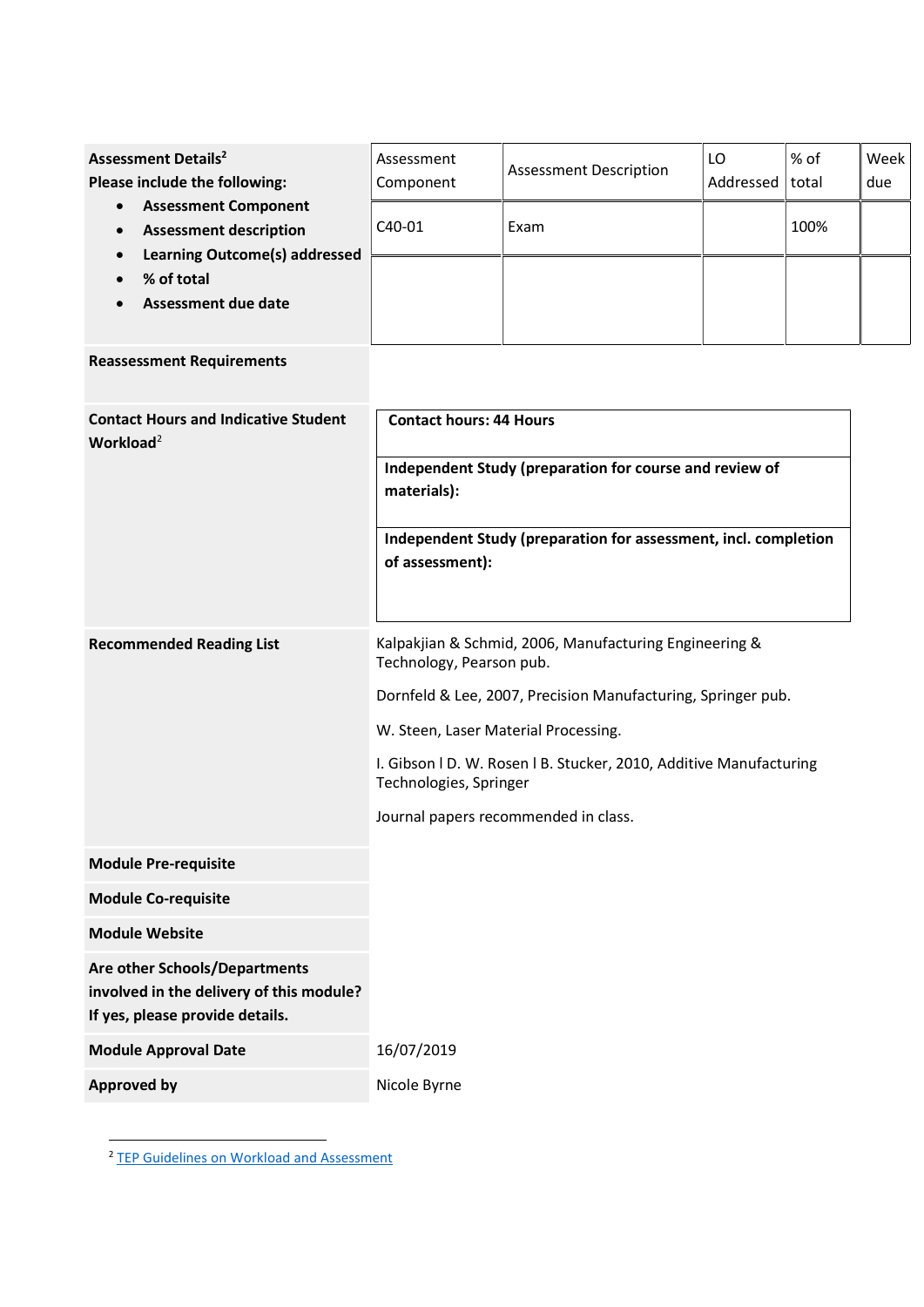| | | | | | |
|---|---|---|---|---|---|
| **Assessment Details**[2]<br>**Please include the following:**<br>• **Assessment Component**<br>• **Assessment description**<br>• **Learning Outcome(s) addressed**<br>• **% of total**<br>• **Assessment due date** | Assessment Component | Assessment Description | LO Addressed | % of total | Week due |
| | C40-01 | Exam | | 100% | |
| | | | | | |
| **Reassessment Requirements** | | | | | |
| **Contact Hours and Indicative Student Workload**[2] | **Contact hours: 44 Hours**<br><br>**Independent Study (preparation for course and review of materials):**<br><br>**Independent Study (preparation for assessment, incl. completion of assessment):** | | | | |
| **Recommended Reading List** | Kalpakjian & Schmid, 2006, Manufacturing Engineering & Technology, Pearson pub.<br><br>Dornfeld & Lee, 2007, Precision Manufacturing, Springer pub.<br><br>W. Steen, Laser Material Processing.<br><br>I. Gibson I D. W. Rosen I B. Stucker, 2010, Additive Manufacturing Technologies, Springer<br><br>Journal papers recommended in class. | | | | |
| **Module Pre-requisite** | | | | | |
| **Module Co-requisite** | | | | | |
| **Module Website** | | | | | |
| **Are other Schools/Departments involved in the delivery of this module? If yes, please provide details.** | | | | | |
| **Module Approval Date** | 16/07/2019 | | | | |
| **Approved by** | Nicole Byrne | | | | |

[2] TEP Guidelines on Workload and Assessment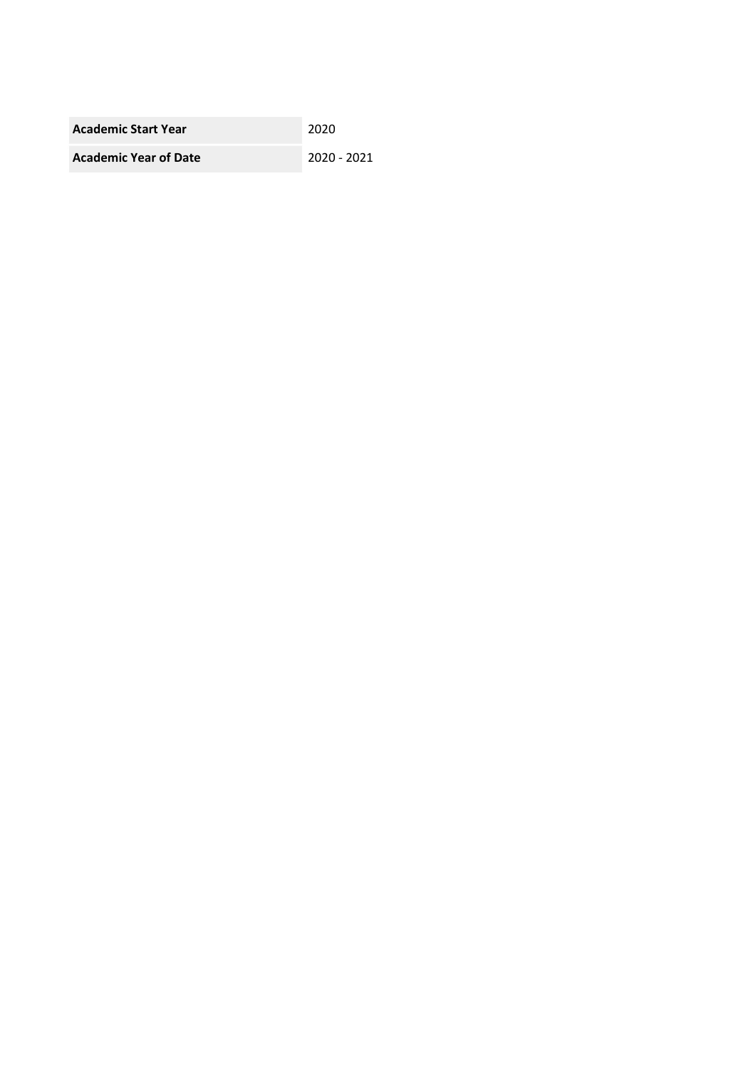| | |
|---|---|
| **Academic Start Year** | 2020 |
| **Academic Year of Date** | 2020 - 2021 |